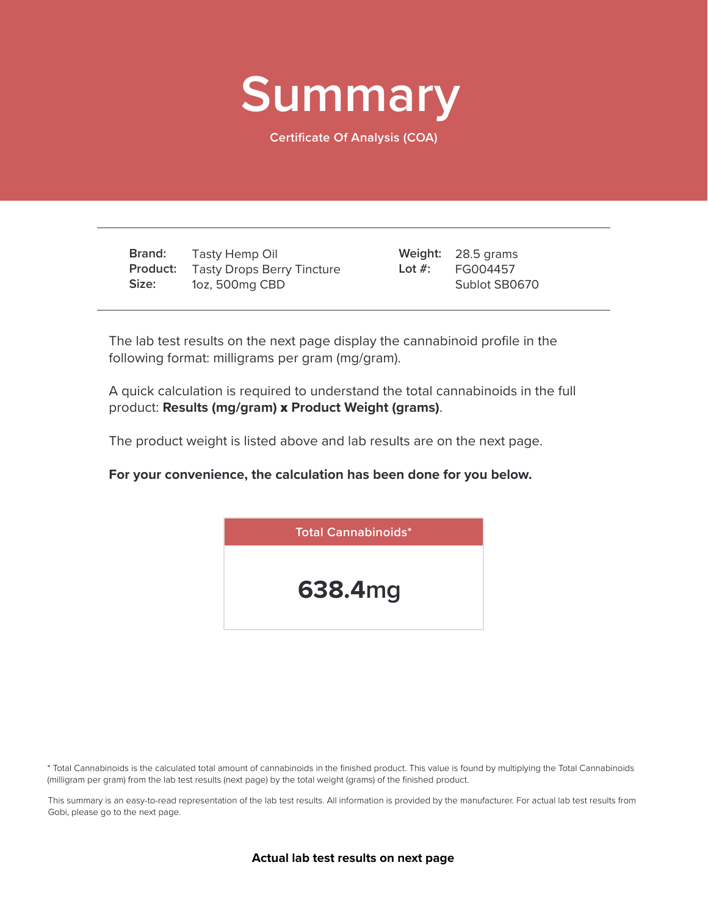# Summary

Certificate Of Analysis (COA)

| | | | |
|---|---|---|---|
| **Brand:** | Tasty Hemp Oil | **Weight:** | 28.5 grams |
| **Product:** | Tasty Drops Berry Tincture | **Lot #:** | FG004457 |
| **Size:** | 1oz, 500mg CBD | | Sublot SB0670 |

The lab test results on the next page display the cannabinoid profile in the following format: milligrams per gram (mg/gram).

A quick calculation is required to understand the total cannabinoids in the full product: **Results (mg/gram) x Product Weight (grams)**.

The product weight is listed above and lab results are on the next page.

**For your convenience, the calculation has been done for you below.**

| Total Cannabinoids* |
|---|
| **638.4**mg |

* Total Cannabinoids is the calculated total amount of cannabinoids in the finished product. This value is found by multiplying the Total Cannabinoids (milligram per gram) from the lab test results (next page) by the total weight (grams) of the finished product.

This summary is an easy-to-read representation of the lab test results. All information is provided by the manufacturer. For actual lab test results from Gobi, please go to the next page.

**Actual lab test results on next page**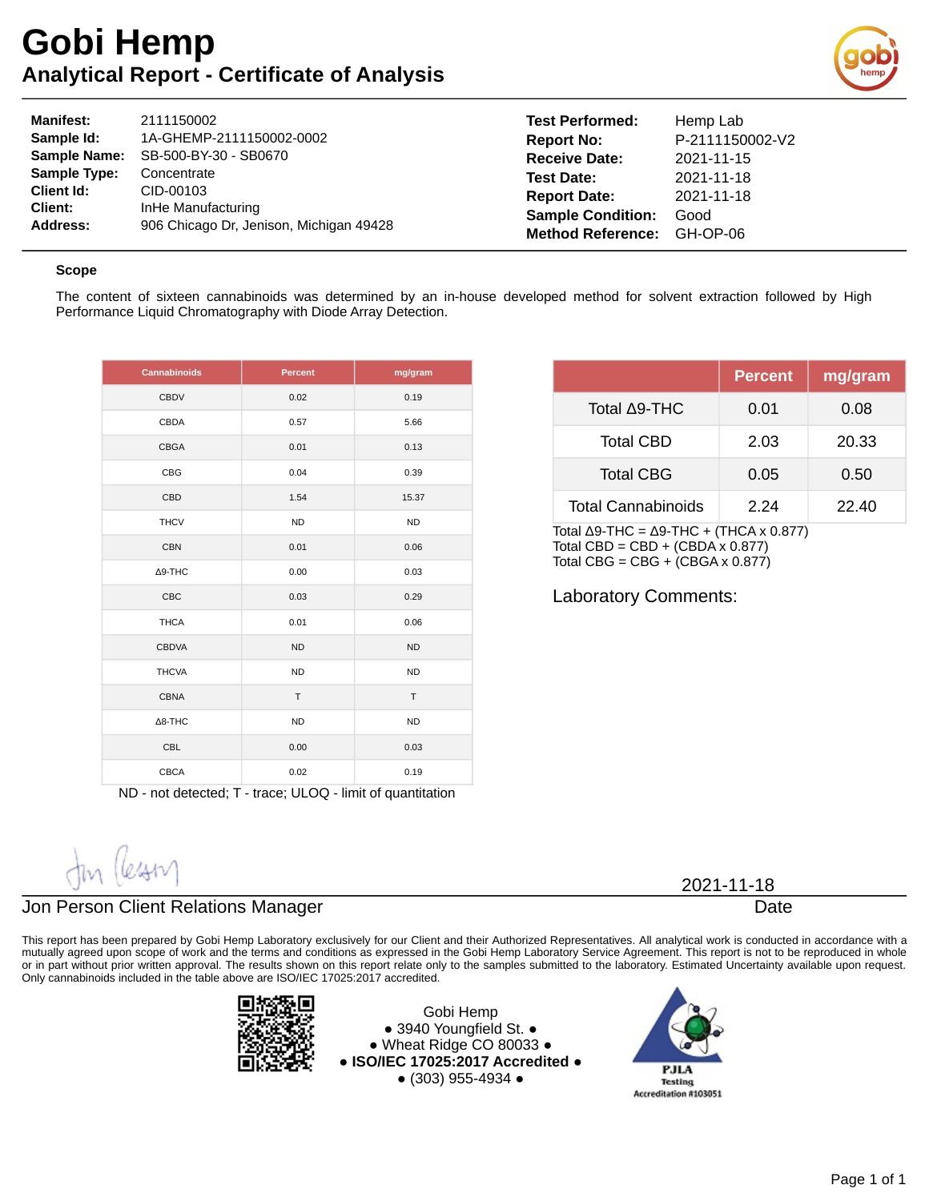# Gobi Hemp

## Analytical Report - Certificate of Analysis

| | | | |
|---|---|---|---|
| **Manifest:** | 2111150002 | **Test Performed:** | Hemp Lab |
| **Sample Id:** | 1A-GHEMP-2111150002-0002 | **Report No:** | P-2111150002-V2 |
| **Sample Name:** | SB-500-BY-30 - SB0670 | **Receive Date:** | 2021-11-15 |
| **Sample Type:** | Concentrate | **Test Date:** | 2021-11-18 |
| **Client Id:** | CID-00103 | **Report Date:** | 2021-11-18 |
| **Client:** | InHe Manufacturing | **Sample Condition:** | Good |
| **Address:** | 906 Chicago Dr, Jenison, Michigan 49428 | **Method Reference:** | GH-OP-06 |

### Scope

The content of sixteen cannabinoids was determined by an in-house developed method for solvent extraction followed by High Performance Liquid Chromatography with Diode Array Detection.

| Cannabinoids | Percent | mg/gram |
|---|---|---|
| CBDV | 0.02 | 0.19 |
| CBDA | 0.57 | 5.66 |
| CBGA | 0.01 | 0.13 |
| CBG | 0.04 | 0.39 |
| CBD | 1.54 | 15.37 |
| THCV | ND | ND |
| CBN | 0.01 | 0.06 |
| Δ9-THC | 0.00 | 0.03 |
| CBC | 0.03 | 0.29 |
| THCA | 0.01 | 0.06 |
| CBDVA | ND | ND |
| THCVA | ND | ND |
| CBNA | T | T |
| Δ8-THC | ND | ND |
| CBL | 0.00 | 0.03 |
| CBCA | 0.02 | 0.19 |

ND - not detected; T - trace; ULOQ - limit of quantitation

| | Percent | mg/gram |
|---|---|---|
| Total Δ9-THC | 0.01 | 0.08 |
| Total CBD | 2.03 | 20.33 |
| Total CBG | 0.05 | 0.50 |
| Total Cannabinoids | 2.24 | 22.40 |

Total Δ9-THC = Δ9-THC + (THCA x 0.877)
Total CBD = CBD + (CBDA x 0.877)
Total CBG = CBG + (CBGA x 0.877)

Laboratory Comments:

Jon Person Client Relations Manager

2021-11-18
Date

This report has been prepared by Gobi Hemp Laboratory exclusively for our Client and their Authorized Representatives. All analytical work is conducted in accordance with a mutually agreed upon scope of work and the terms and conditions as expressed in the Gobi Hemp Laboratory Service Agreement. This report is not to be reproduced in whole or in part without prior written approval. The results shown on this report relate only to the samples submitted to the laboratory. Estimated Uncertainty available upon request. Only cannabinoids included in the table above are ISO/IEC 17025:2017 accredited.

Gobi Hemp
● 3940 Youngfield St. ●
● Wheat Ridge CO 80033 ●
● **ISO/IEC 17025:2017 Accredited** ●
● (303) 955-4934 ●

PJLA Testing Accreditation #103051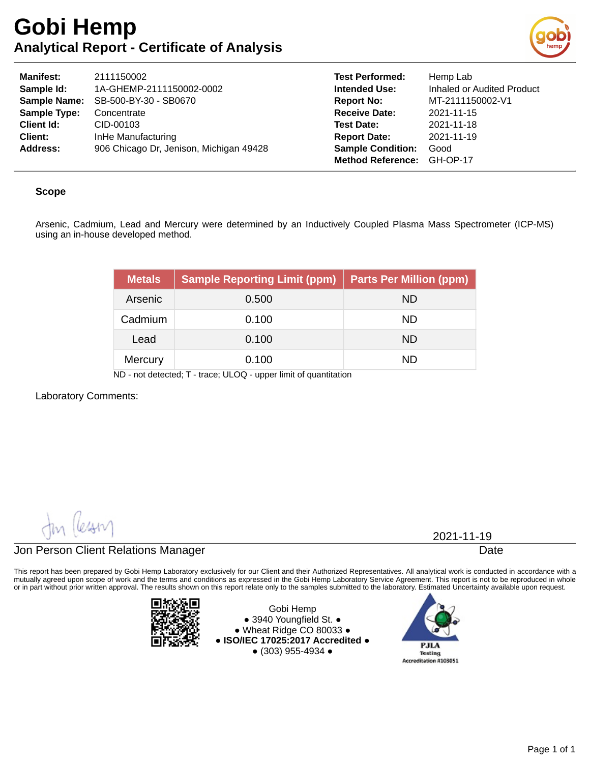# Gobi Hemp

## Analytical Report - Certificate of Analysis

| | | | |
|---|---|---|---|
| **Manifest:** | 2111150002 | **Test Performed:** | Hemp Lab |
| **Sample Id:** | 1A-GHEMP-2111150002-0002 | **Intended Use:** | Inhaled or Audited Product |
| **Sample Name:** | SB-500-BY-30 - SB0670 | **Report No:** | MT-2111150002-V1 |
| **Sample Type:** | Concentrate | **Receive Date:** | 2021-11-15 |
| **Client Id:** | CID-00103 | **Test Date:** | 2021-11-18 |
| **Client:** | InHe Manufacturing | **Report Date:** | 2021-11-19 |
| **Address:** | 906 Chicago Dr, Jenison, Michigan 49428 | **Sample Condition:** | Good |
| | | **Method Reference:** | GH-OP-17 |

### Scope

Arsenic, Cadmium, Lead and Mercury were determined by an Inductively Coupled Plasma Mass Spectrometer (ICP-MS) using an in-house developed method.

| Metals | Sample Reporting Limit (ppm) | Parts Per Million (ppm) |
|---|---|---|
| Arsenic | 0.500 | ND |
| Cadmium | 0.100 | ND |
| Lead | 0.100 | ND |
| Mercury | 0.100 | ND |

ND - not detected; T - trace; ULOQ - upper limit of quantitation

Laboratory Comments:

Jon Person Client Relations Manager

2021-11-19
Date

This report has been prepared by Gobi Hemp Laboratory exclusively for our Client and their Authorized Representatives. All analytical work is conducted in accordance with a mutually agreed upon scope of work and the terms and conditions as expressed in the Gobi Hemp Laboratory Service Agreement. This report is not to be reproduced in whole or in part without prior written approval. The results shown on this report relate only to the samples submitted to the laboratory. Estimated Uncertainty available upon request.

Gobi Hemp
• 3940 Youngfield St. •
• Wheat Ridge CO 80033 •
• **ISO/IEC 17025:2017 Accredited** •
• (303) 955-4934 •

PJLA
Testing
Accreditation #103051